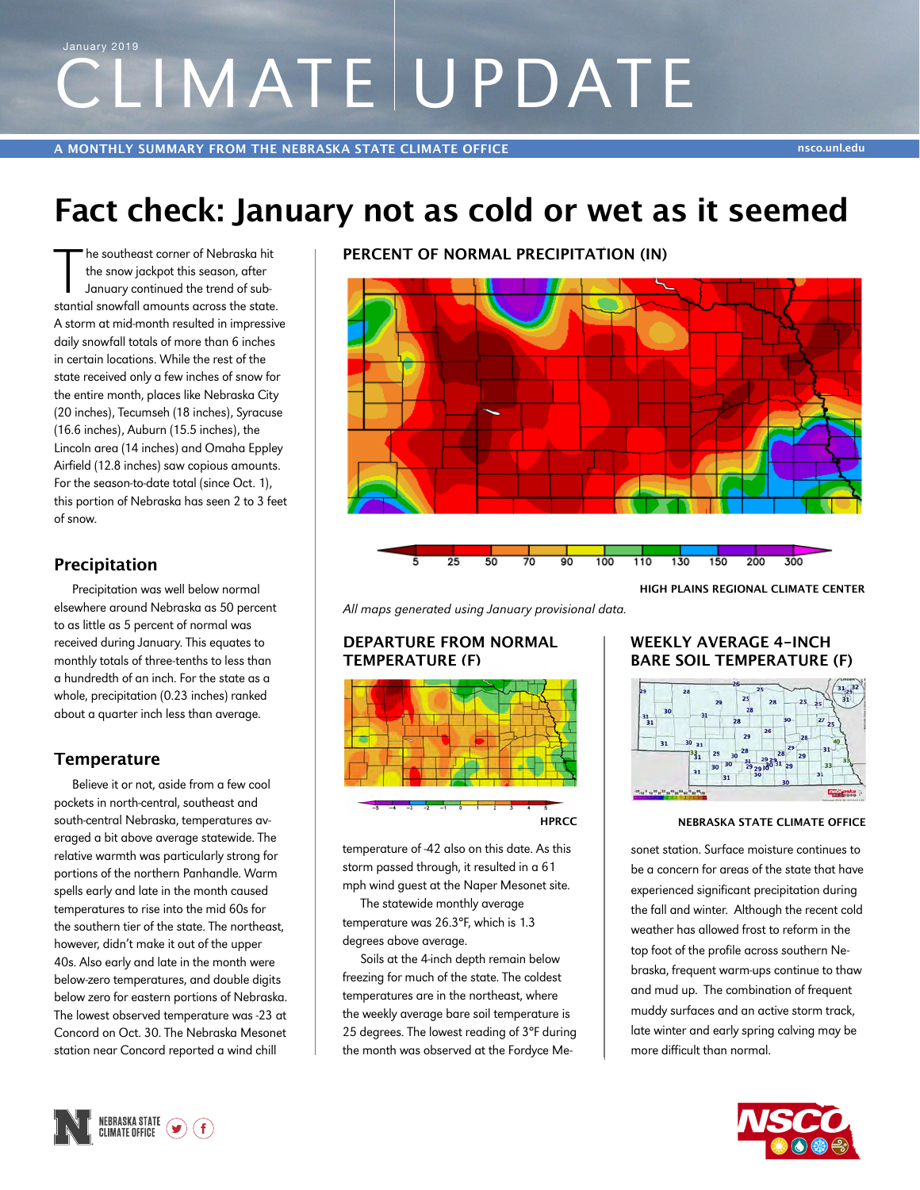January 2019

# CLIMATE UPDATE

A MONTHLY SUMMARY FROM THE NEBRASKA STATE CLIMATE OFFICE

nsco.unl.edu

# Fact check: January not as cold or wet as it seemed

The southeast corner of Nebraska hit the snow jackpot this season, after January continued the trend of substantial snowfall amounts across the state. A storm at mid-month resulted in impressive daily snowfall totals of more than 6 inches in certain locations. While the rest of the state received only a few inches of snow for the entire month, places like Nebraska City (20 inches), Tecumseh (18 inches), Syracuse (16.6 inches), Auburn (15.5 inches), the Lincoln area (14 inches) and Omaha Eppley Airfield (12.8 inches) saw copious amounts. For the season-to-date total (since Oct. 1), this portion of Nebraska has seen 2 to 3 feet of snow.

## Precipitation

Precipitation was well below normal elsewhere around Nebraska as 50 percent to as little as 5 percent of normal was received during January. This equates to monthly totals of three-tenths to less than a hundredth of an inch. For the state as a whole, precipitation (0.23 inches) ranked about a quarter inch less than average.

## Temperature

Believe it or not, aside from a few cool pockets in north-central, southeast and south-central Nebraska, temperatures averaged a bit above average statewide. The relative warmth was particularly strong for portions of the northern Panhandle. Warm spells early and late in the month caused temperatures to rise into the mid 60s for the southern tier of the state. The northeast, however, didn't make it out of the upper 40s. Also early and late in the month were below-zero temperatures, and double digits below zero for eastern portions of Nebraska. The lowest observed temperature was -23 at Concord on Oct. 30. The Nebraska Mesonet station near Concord reported a wind chill temperature of -42 also on this date. As this storm passed through, it resulted in a 61 mph wind guest at the Naper Mesonet site.

The statewide monthly average temperature was 26.3°F, which is 1.3 degrees above average.

Soils at the 4-inch depth remain below freezing for much of the state. The coldest temperatures are in the northeast, where the weekly average bare soil temperature is 25 degrees. The lowest reading of 3°F during the month was observed at the Fordyce Mesonet station. Surface moisture continues to be a concern for areas of the state that have experienced significant precipitation during the fall and winter. Although the recent cold weather has allowed frost to reform in the top foot of the profile across southern Nebraska, frequent warm-ups continue to thaw and mud up. The combination of frequent muddy surfaces and an active storm track, late winter and early spring calving may be more difficult than normal.

**PERCENT OF NORMAL PRECIPITATION (IN)**

HIGH PLAINS REGIONAL CLIMATE CENTER

*All maps generated using January provisional data.*

**DEPARTURE FROM NORMAL TEMPERATURE (F)**

HPRCC

**WEEKLY AVERAGE 4-INCH BARE SOIL TEMPERATURE (F)**

NEBRASKA STATE CLIMATE OFFICE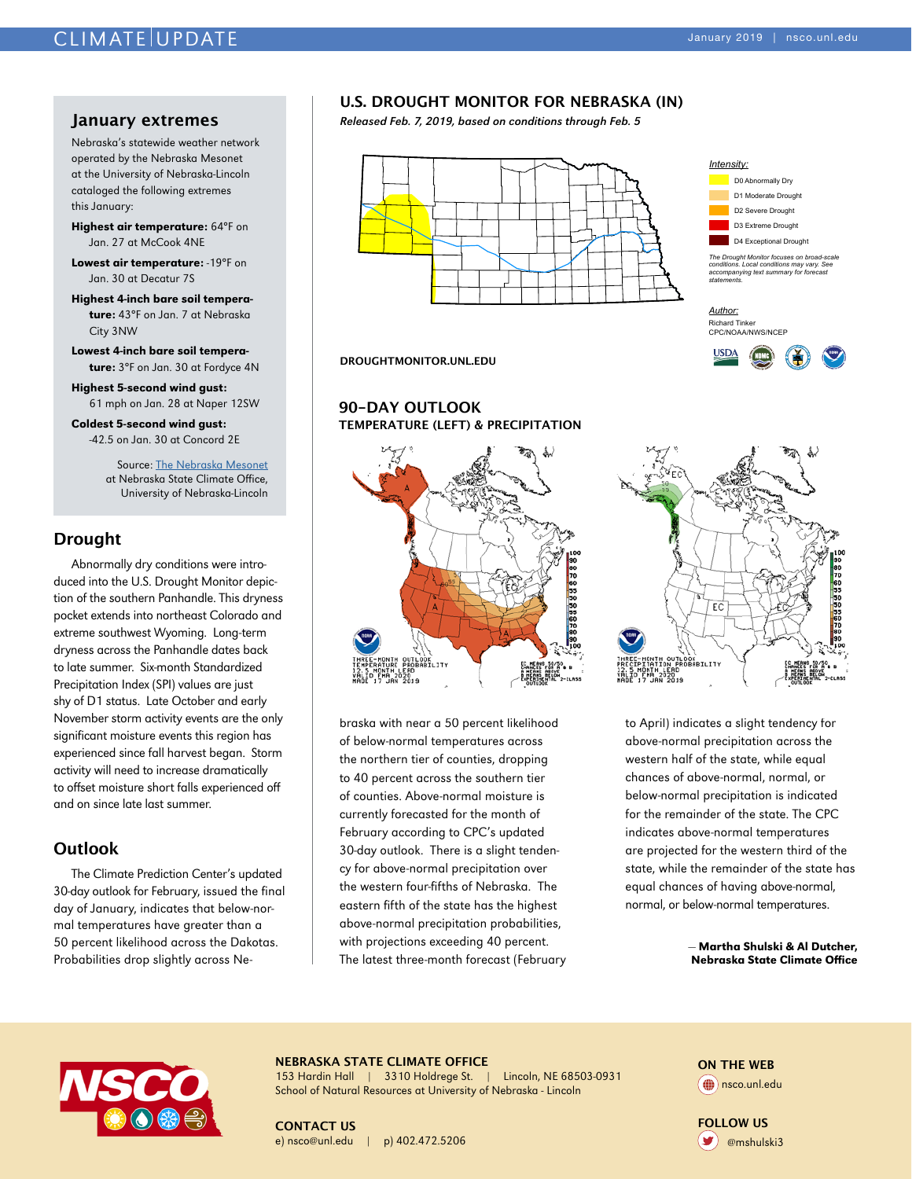## January extremes

Nebraska's statewide weather network operated by the Nebraska Mesonet at the University of Nebraska-Lincoln cataloged the following extremes this January:

**Highest air temperature:** 64°F on Jan. 27 at McCook 4NE

**Lowest air temperature:** -19°F on Jan. 30 at Decatur 7S

**Highest 4-inch bare soil temperature:** 43°F on Jan. 7 at Nebraska City 3NW

**Lowest 4-inch bare soil temperature:** 3°F on Jan. 30 at Fordyce 4N

**Highest 5-second wind gust:** 61 mph on Jan. 28 at Naper 12SW

**Coldest 5-second wind gust:** -42.5 on Jan. 30 at Concord 2E

Source: The Nebraska Mesonet at Nebraska State Climate Office, University of Nebraska-Lincoln

## Drought

Abnormally dry conditions were introduced into the U.S. Drought Monitor depiction of the southern Panhandle. This dryness pocket extends into northeast Colorado and extreme southwest Wyoming. Long-term dryness across the Panhandle dates back to late summer. Six-month Standardized Precipitation Index (SPI) values are just shy of D1 status. Late October and early November storm activity events are the only significant moisture events this region has experienced since fall harvest began. Storm activity will need to increase dramatically to offset moisture short falls experienced off and on since late last summer.

## Outlook

The Climate Prediction Center's updated 30-day outlook for February, issued the final day of January, indicates that below-normal temperatures have greater than a 50 percent likelihood across the Dakotas. Probabilities drop slightly across Nebraska with near a 50 percent likelihood of below-normal temperatures across the northern tier of counties, dropping to 40 percent across the southern tier of counties. Above-normal moisture is currently forecasted for the month of February according to CPC's updated 30-day outlook. There is a slight tendency for above-normal precipitation over the western four-fifths of Nebraska. The eastern fifth of the state has the highest above-normal precipitation probabilities, with projections exceeding 40 percent. The latest three-month forecast (February to April) indicates a slight tendency for above-normal precipitation across the western half of the state, while equal chances of above-normal, normal, or below-normal precipitation is indicated for the remainder of the state. The CPC indicates above-normal temperatures are projected for the western third of the state, while the remainder of the state has equal chances of having above-normal, normal, or below-normal temperatures.

— **Martha Shulski & Al Dutcher, Nebraska State Climate Office**

## U.S. DROUGHT MONITOR FOR NEBRASKA (IN)

*Released Feb. 7, 2019, based on conditions through Feb. 5*

Intensity:
D0 Abnormally Dry
D1 Moderate Drought
D2 Severe Drought
D3 Extreme Drought
D4 Exceptional Drought

*The Drought Monitor focuses on broad-scale conditions. Local conditions may vary. See accompanying text summary for forecast statements.*

Author:
Richard Tinker
CPC/NOAA/NWS/NCEP

USDA

DROUGHTMONITOR.UNL.EDU

## 90-DAY OUTLOOK

### TEMPERATURE (LEFT) & PRECIPITATION

THREE-MONTH OUTLOOK
TEMPERATURE PROBABILITY
12.5 MONTH LEAD
VALID FMA 2020
MADE 17 JAN 2019

THREE-MONTH OUTLOOK
PRECIPITATION PROBABILITY
12.5 MONTH LEAD
VALID FMA 2020
MADE 17 JAN 2019

---

**NEBRASKA STATE CLIMATE OFFICE**
153 Hardin Hall | 3310 Holdrege St. | Lincoln, NE 68503-0931
School of Natural Resources at University of Nebraska - Lincoln

**CONTACT US**
e) nsco@unl.edu | p) 402.472.5206

**ON THE WEB**
nsco.unl.edu

**FOLLOW US**
@mshulski3